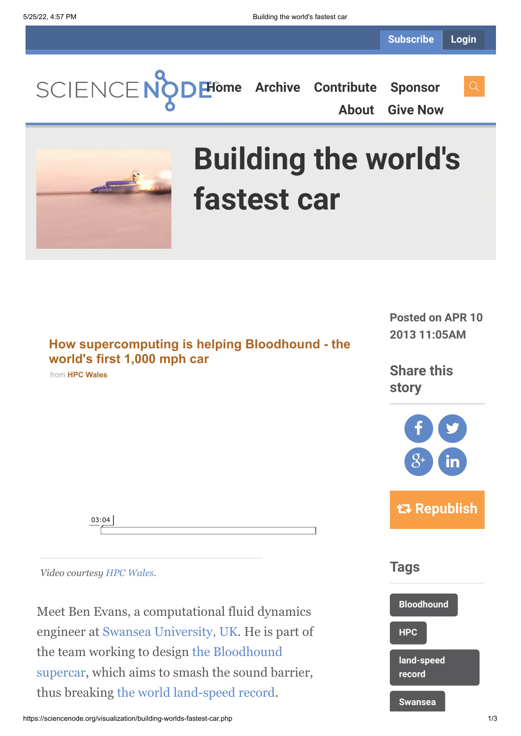Subscribe Login

SCIENCE NODE

Home Archive Contribute Sponsor About Give Now

# Building the world's fastest car

Posted on APR 10 2013 11:05AM

Share this story

Republish

**How supercomputing is helping Bloodhound - the world's first 1,000 mph car**

from **HPC Wales**

03:04

*Video courtesy HPC Wales.*

Meet Ben Evans, a computational fluid dynamics engineer at Swansea University, UK. He is part of the team working to design the Bloodhound supercar, which aims to smash the sound barrier, thus breaking the world land-speed record.

## Tags

- Bloodhound
- HPC
- land-speed record
- Swansea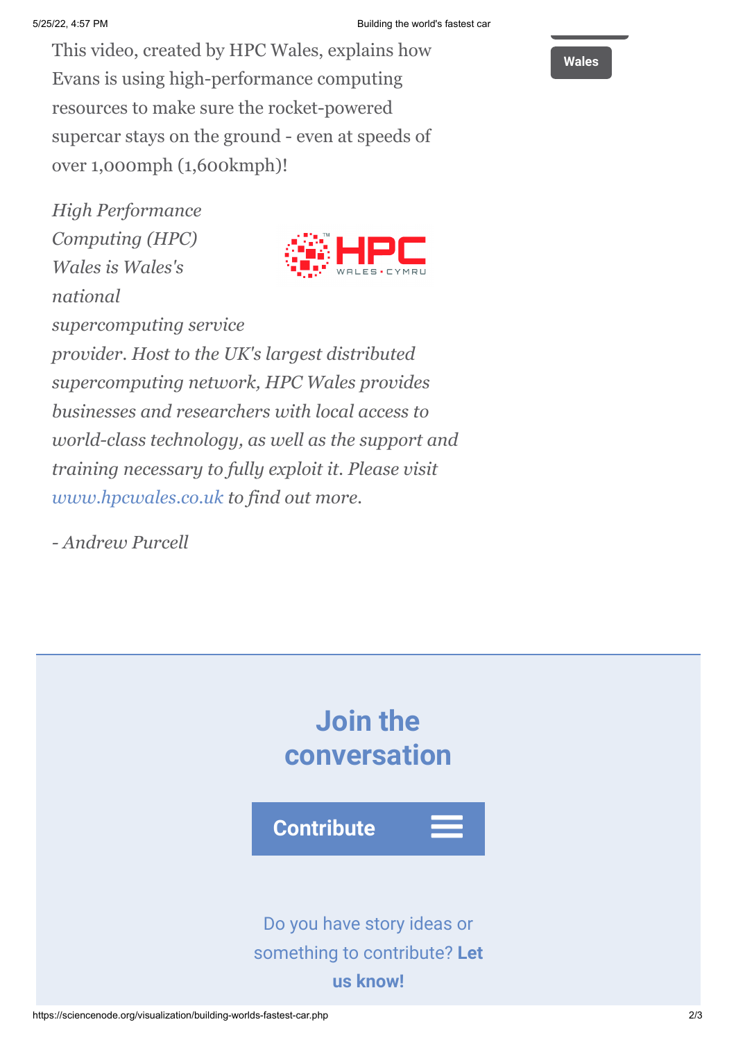Wales

This video, created by HPC Wales, explains how Evans is using high-performance computing resources to make sure the rocket-powered supercar stays on the ground - even at speeds of over 1,000mph (1,600kmph)!

*High Performance Computing (HPC) Wales is Wales's national supercomputing service provider. Host to the UK's largest distributed supercomputing network, HPC Wales provides businesses and researchers with local access to world-class technology, as well as the support and training necessary to fully exploit it. Please visit [www.hpcwales.co.uk](http://www.hpcwales.co.uk) to find out more.*

*- Andrew Purcell*

## Join the conversation

**Contribute**

Do you have story ideas or something to contribute? **Let us know!**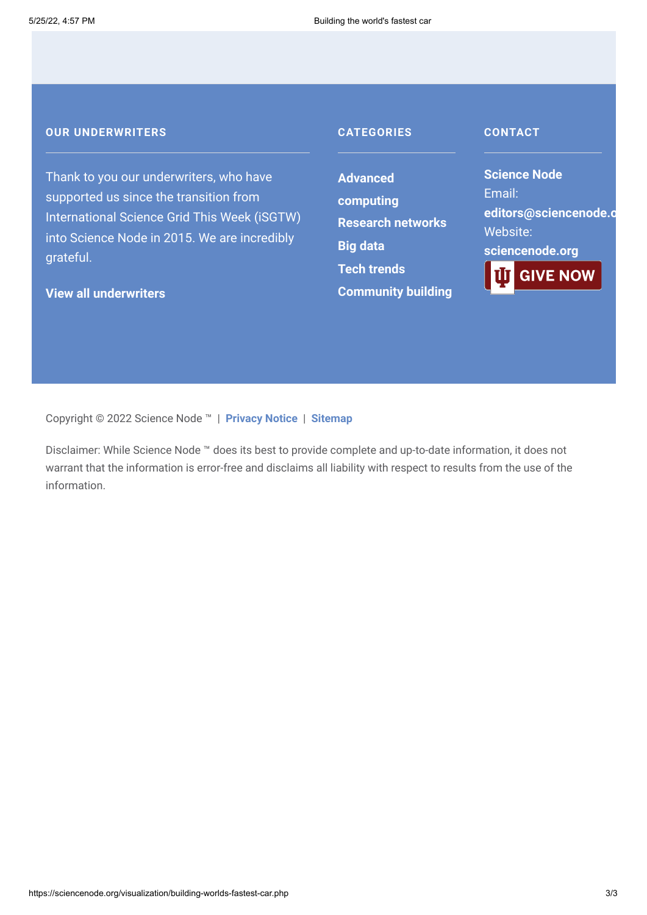### OUR UNDERWRITERS

Thank to you our underwriters, who have supported us since the transition from International Science Grid This Week (iSGTW) into Science Node in 2015. We are incredibly grateful.

**View all underwriters**

### CATEGORIES

**Advanced computing**

**Research networks**

**Big data**

**Tech trends**

**Community building**

### CONTACT

**Science Node**

Email:

**editors@sciencenode.o**

Website:

**sciencenode.org**

GIVE NOW

Copyright © 2022 Science Node ™ | **Privacy Notice** | **Sitemap**

Disclaimer: While Science Node ™ does its best to provide complete and up-to-date information, it does not warrant that the information is error-free and disclaims all liability with respect to results from the use of the information.